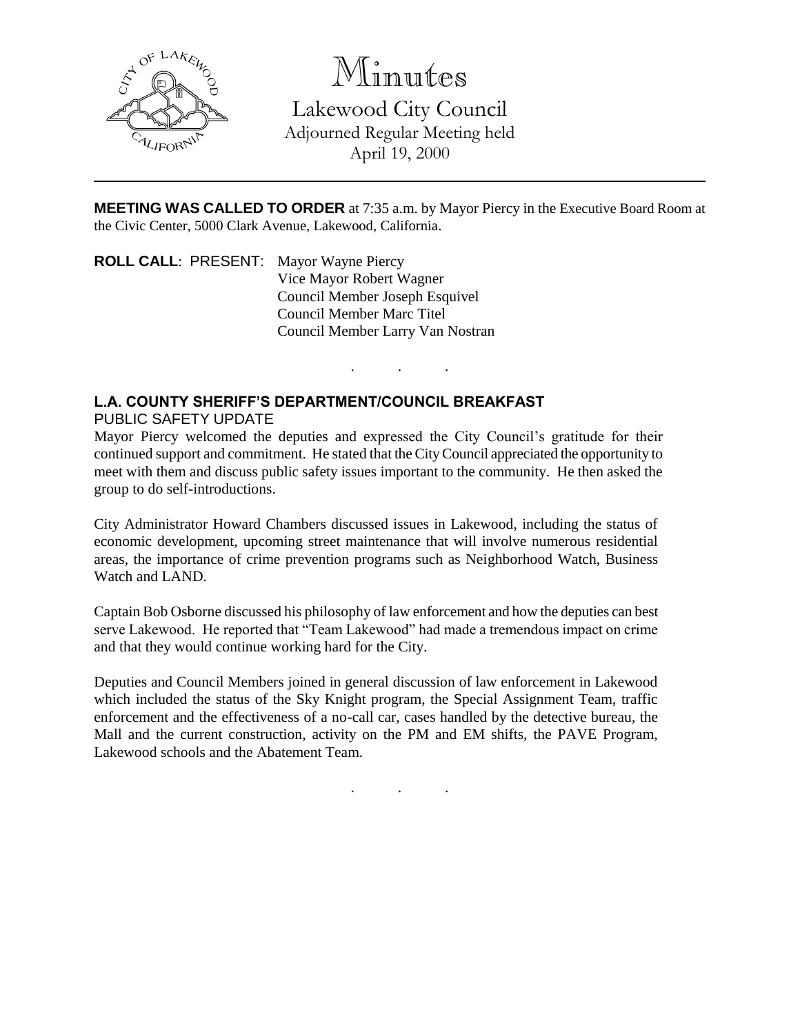# Minutes

## Lakewood City Council

Adjourned Regular Meeting held
April 19, 2000

---

**MEETING WAS CALLED TO ORDER** at 7:35 a.m. by Mayor Piercy in the Executive Board Room at the Civic Center, 5000 Clark Avenue, Lakewood, California.

**ROLL CALL**: PRESENT: Mayor Wayne Piercy
Vice Mayor Robert Wagner
Council Member Joseph Esquivel
Council Member Marc Titel
Council Member Larry Van Nostran

. . .

**L.A. COUNTY SHERIFF'S DEPARTMENT/COUNCIL BREAKFAST**

PUBLIC SAFETY UPDATE

Mayor Piercy welcomed the deputies and expressed the City Council's gratitude for their continued support and commitment. He stated that the City Council appreciated the opportunity to meet with them and discuss public safety issues important to the community. He then asked the group to do self-introductions.

City Administrator Howard Chambers discussed issues in Lakewood, including the status of economic development, upcoming street maintenance that will involve numerous residential areas, the importance of crime prevention programs such as Neighborhood Watch, Business Watch and LAND.

Captain Bob Osborne discussed his philosophy of law enforcement and how the deputies can best serve Lakewood. He reported that "Team Lakewood" had made a tremendous impact on crime and that they would continue working hard for the City.

Deputies and Council Members joined in general discussion of law enforcement in Lakewood which included the status of the Sky Knight program, the Special Assignment Team, traffic enforcement and the effectiveness of a no-call car, cases handled by the detective bureau, the Mall and the current construction, activity on the PM and EM shifts, the PAVE Program, Lakewood schools and the Abatement Team.

. . .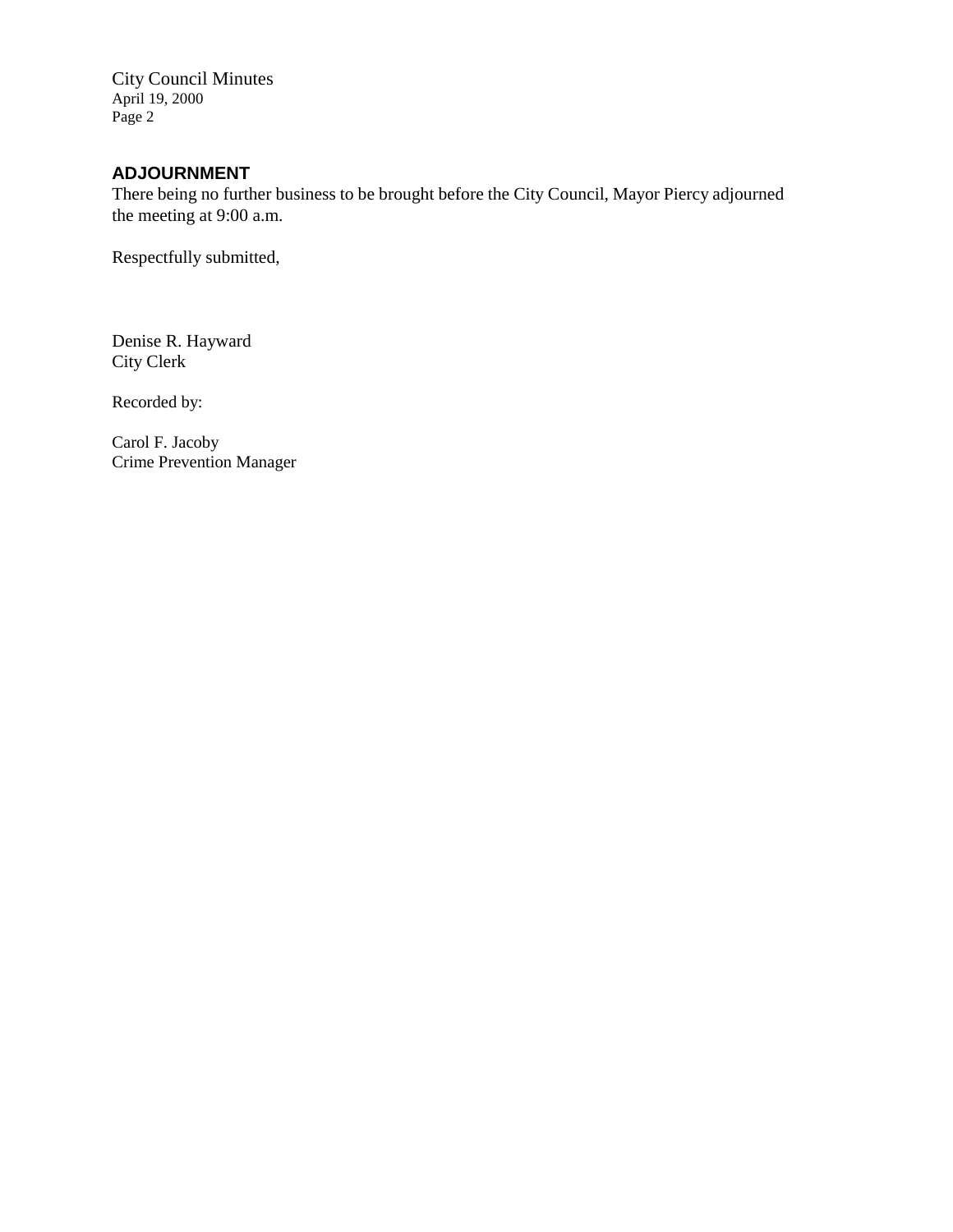## ADJOURNMENT

There being no further business to be brought before the City Council, Mayor Piercy adjourned the meeting at 9:00 a.m.

Respectfully submitted,

Denise R. Hayward
City Clerk

Recorded by:

Carol F. Jacoby
Crime Prevention Manager